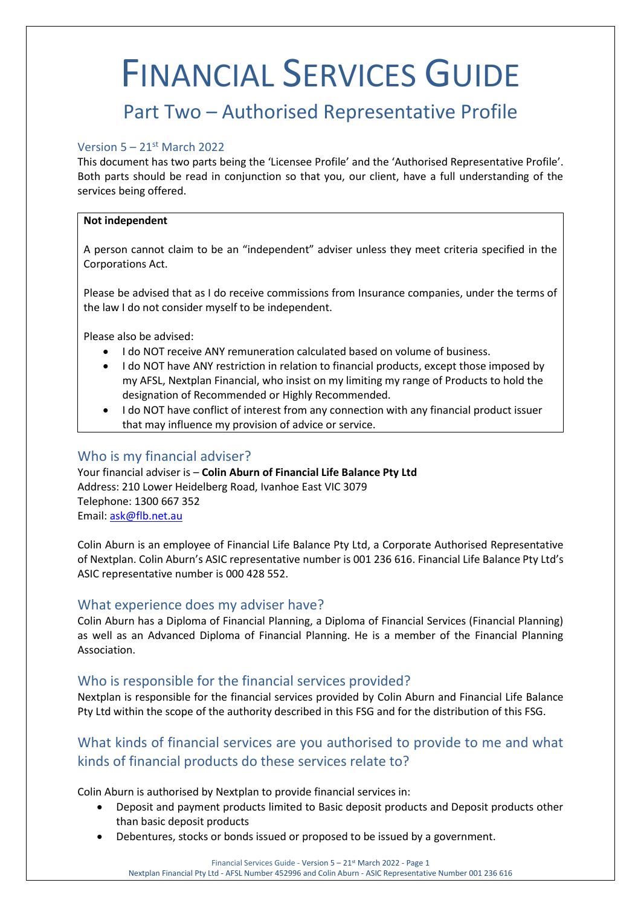# FINANCIAL SERVICES GUIDE

## Part Two – Authorised Representative Profile

### Version 5 – 21st March 2022

This document has two parts being the 'Licensee Profile' and the 'Authorised Representative Profile'. Both parts should be read in conjunction so that you, our client, have a full understanding of the services being offered.

> **Not independent**
>
> A person cannot claim to be an "independent" adviser unless they meet criteria specified in the Corporations Act.
>
> Please be advised that as I do receive commissions from Insurance companies, under the terms of the law I do not consider myself to be independent.
>
> Please also be advised:
>
> - I do NOT receive ANY remuneration calculated based on volume of business.
> - I do NOT have ANY restriction in relation to financial products, except those imposed by my AFSL, Nextplan Financial, who insist on my limiting my range of Products to hold the designation of Recommended or Highly Recommended.
> - I do NOT have conflict of interest from any connection with any financial product issuer that may influence my provision of advice or service.

## Who is my financial adviser?

Your financial adviser is – **Colin Aburn of Financial Life Balance Pty Ltd**
Address: 210 Lower Heidelberg Road, Ivanhoe East VIC 3079
Telephone: 1300 667 352
Email: ask@flb.net.au

Colin Aburn is an employee of Financial Life Balance Pty Ltd, a Corporate Authorised Representative of Nextplan. Colin Aburn's ASIC representative number is 001 236 616. Financial Life Balance Pty Ltd's ASIC representative number is 000 428 552.

## What experience does my adviser have?

Colin Aburn has a Diploma of Financial Planning, a Diploma of Financial Services (Financial Planning) as well as an Advanced Diploma of Financial Planning. He is a member of the Financial Planning Association.

## Who is responsible for the financial services provided?

Nextplan is responsible for the financial services provided by Colin Aburn and Financial Life Balance Pty Ltd within the scope of the authority described in this FSG and for the distribution of this FSG.

## What kinds of financial services are you authorised to provide to me and what kinds of financial products do these services relate to?

Colin Aburn is authorised by Nextplan to provide financial services in:

- Deposit and payment products limited to Basic deposit products and Deposit products other than basic deposit products
- Debentures, stocks or bonds issued or proposed to be issued by a government.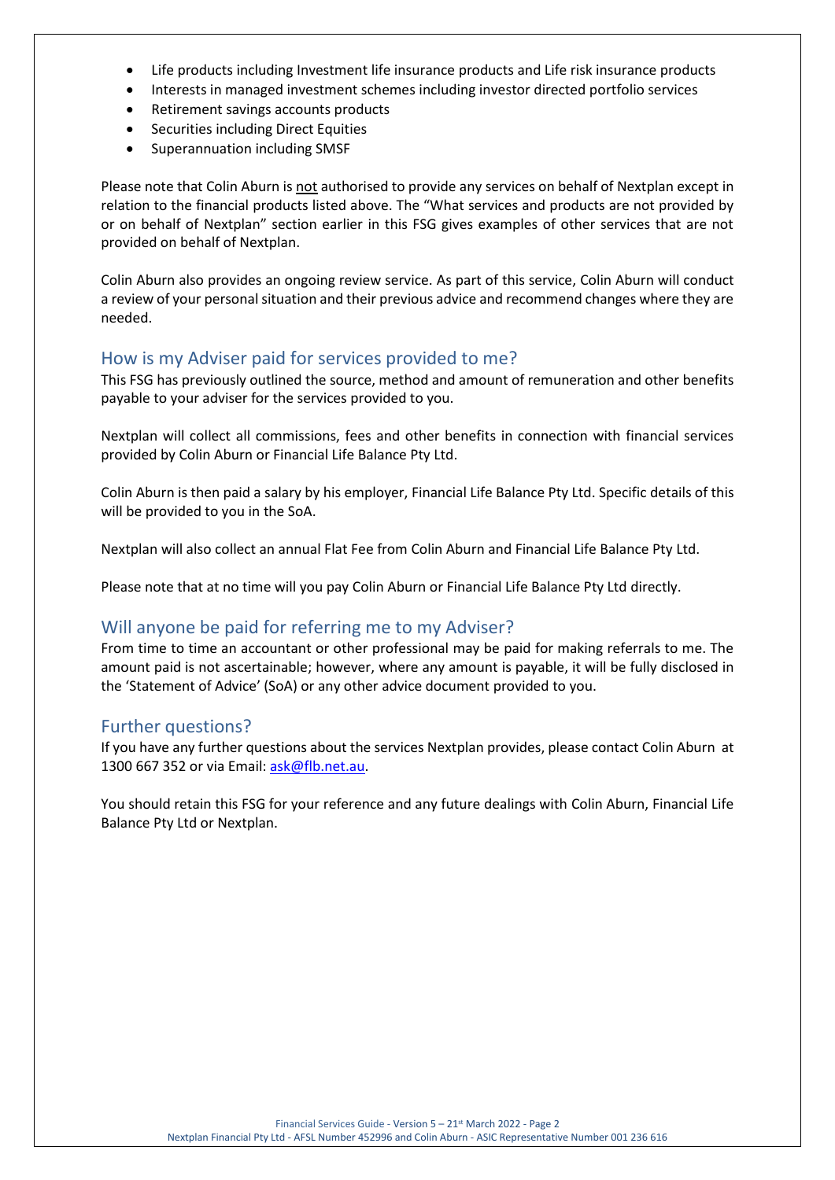- Life products including Investment life insurance products and Life risk insurance products
- Interests in managed investment schemes including investor directed portfolio services
- Retirement savings accounts products
- Securities including Direct Equities
- Superannuation including SMSF

Please note that Colin Aburn is not authorised to provide any services on behalf of Nextplan except in relation to the financial products listed above. The "What services and products are not provided by or on behalf of Nextplan" section earlier in this FSG gives examples of other services that are not provided on behalf of Nextplan.

Colin Aburn also provides an ongoing review service. As part of this service, Colin Aburn will conduct a review of your personal situation and their previous advice and recommend changes where they are needed.

## How is my Adviser paid for services provided to me?

This FSG has previously outlined the source, method and amount of remuneration and other benefits payable to your adviser for the services provided to you.

Nextplan will collect all commissions, fees and other benefits in connection with financial services provided by Colin Aburn or Financial Life Balance Pty Ltd.

Colin Aburn is then paid a salary by his employer, Financial Life Balance Pty Ltd. Specific details of this will be provided to you in the SoA.

Nextplan will also collect an annual Flat Fee from Colin Aburn and Financial Life Balance Pty Ltd.

Please note that at no time will you pay Colin Aburn or Financial Life Balance Pty Ltd directly.

## Will anyone be paid for referring me to my Adviser?

From time to time an accountant or other professional may be paid for making referrals to me. The amount paid is not ascertainable; however, where any amount is payable, it will be fully disclosed in the 'Statement of Advice' (SoA) or any other advice document provided to you.

## Further questions?

If you have any further questions about the services Nextplan provides, please contact Colin Aburn at 1300 667 352 or via Email: ask@flb.net.au.

You should retain this FSG for your reference and any future dealings with Colin Aburn, Financial Life Balance Pty Ltd or Nextplan.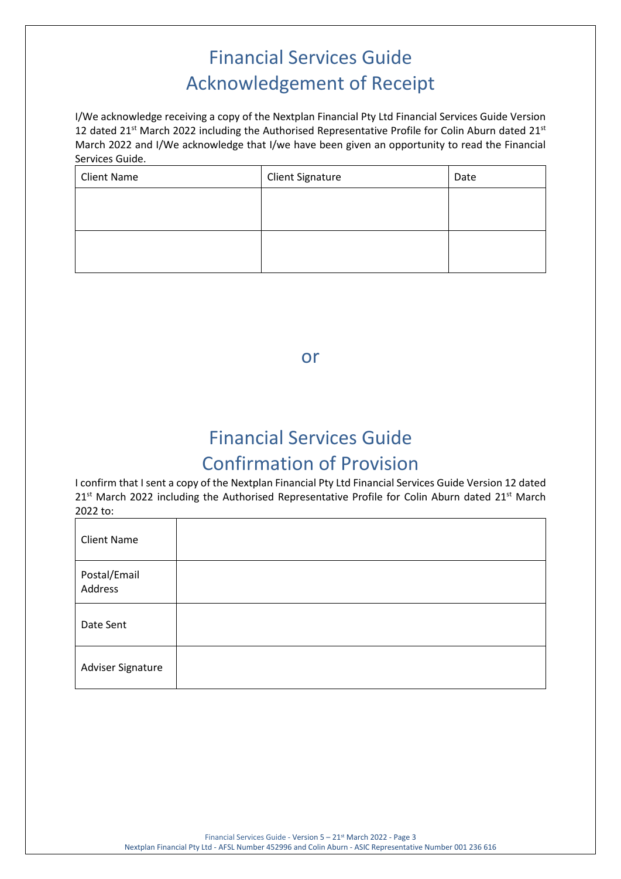# Financial Services Guide
# Acknowledgement of Receipt

I/We acknowledge receiving a copy of the Nextplan Financial Pty Ltd Financial Services Guide Version 12 dated 21st March 2022 including the Authorised Representative Profile for Colin Aburn dated 21st March 2022 and I/We acknowledge that I/we have been given an opportunity to read the Financial Services Guide.

| Client Name | Client Signature | Date |
|---|---|---|
| | | |
| | | |

or

# Financial Services Guide
# Confirmation of Provision

I confirm that I sent a copy of the Nextplan Financial Pty Ltd Financial Services Guide Version 12 dated 21st March 2022 including the Authorised Representative Profile for Colin Aburn dated 21st March 2022 to:

| | |
|---|---|
| Client Name | |
| Postal/Email Address | |
| Date Sent | |
| Adviser Signature | |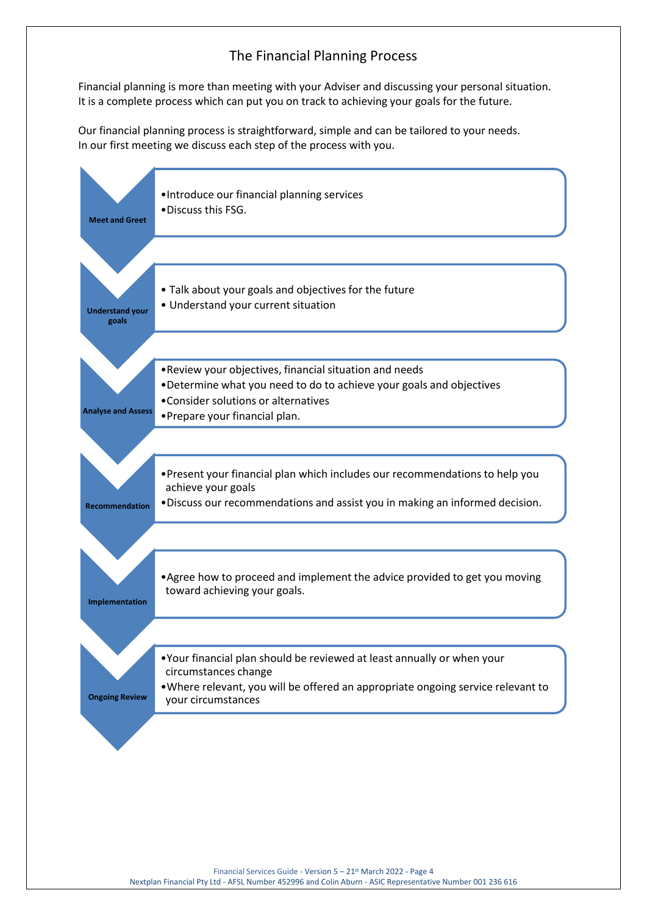# The Financial Planning Process

Financial planning is more than meeting with your Adviser and discussing your personal situation. It is a complete process which can put you on track to achieving your goals for the future.

Our financial planning process is straightforward, simple and can be tailored to your needs. In our first meeting we discuss each step of the process with you.

**Meet and Greet**

- Introduce our financial planning services
- Discuss this FSG.

**Understand your goals**

- Talk about your goals and objectives for the future
- Understand your current situation

**Analyse and Assess**

- Review your objectives, financial situation and needs
- Determine what you need to do to achieve your goals and objectives
- Consider solutions or alternatives
- Prepare your financial plan.

**Recommendation**

- Present your financial plan which includes our recommendations to help you achieve your goals
- Discuss our recommendations and assist you in making an informed decision.

**Implementation**

- Agree how to proceed and implement the advice provided to get you moving toward achieving your goals.

**Ongoing Review**

- Your financial plan should be reviewed at least annually or when your circumstances change
- Where relevant, you will be offered an appropriate ongoing service relevant to your circumstances